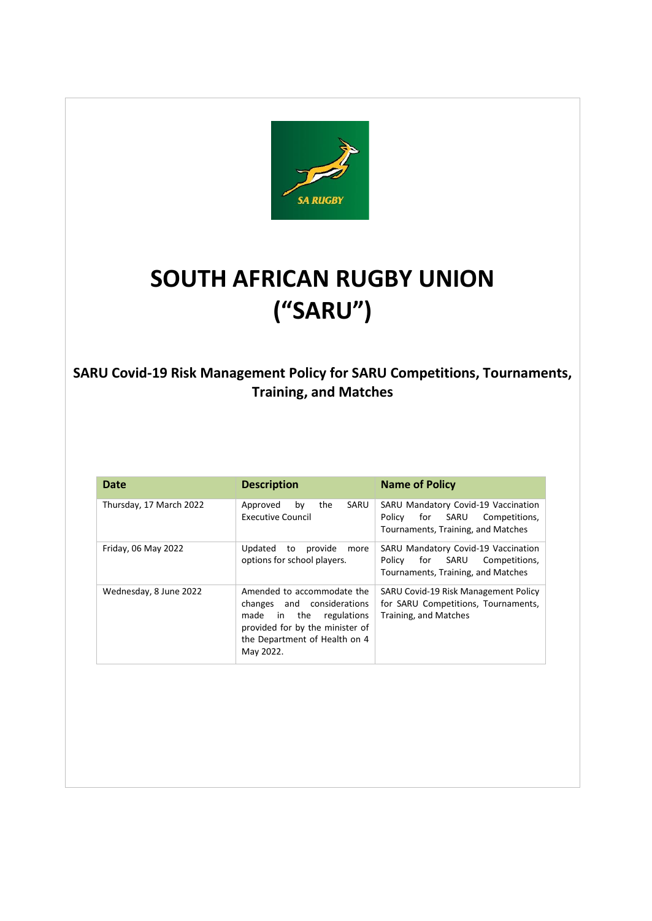# SOUTH AFRICAN RUGBY UNION ("SARU")

## SARU Covid-19 Risk Management Policy for SARU Competitions, Tournaments, Training, and Matches

| Date | Description | Name of Policy |
|---|---|---|
| Thursday, 17 March 2022 | Approved by the SARU Executive Council | SARU Mandatory Covid-19 Vaccination Policy for SARU Competitions, Tournaments, Training, and Matches |
| Friday, 06 May 2022 | Updated to provide more options for school players. | SARU Mandatory Covid-19 Vaccination Policy for SARU Competitions, Tournaments, Training, and Matches |
| Wednesday, 8 June 2022 | Amended to accommodate the changes and considerations made in the regulations provided for by the minister of the Department of Health on 4 May 2022. | SARU Covid-19 Risk Management Policy for SARU Competitions, Tournaments, Training, and Matches |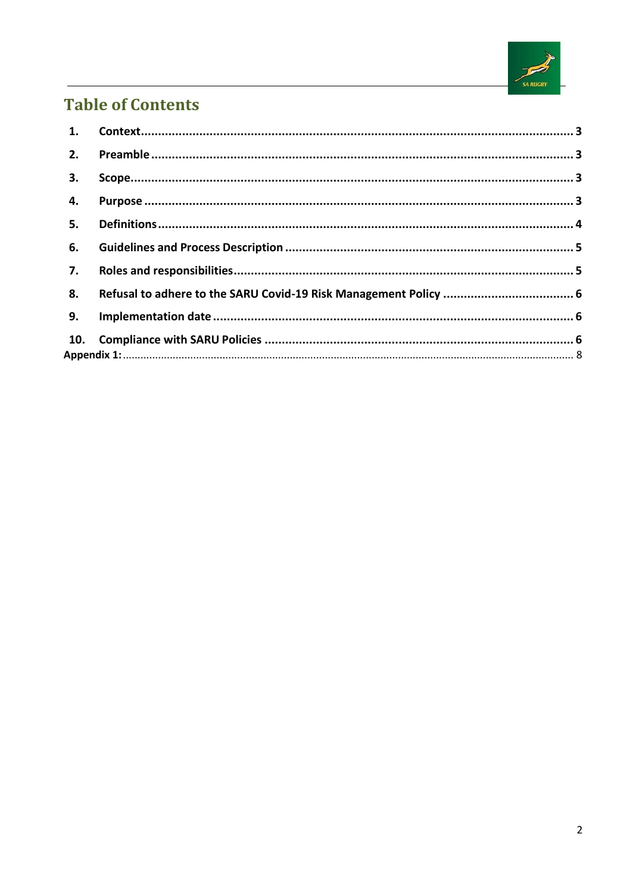# Table of Contents

1. **Context** ............................................................ 3
2. **Preamble** ............................................................ 3
3. **Scope** ............................................................ 3
4. **Purpose** ............................................................ 4
5. **Definitions** ............................................................ 4
6. **Guidelines and Process Description** ............................................................ 5
7. **Roles and responsibilities** ............................................................ 5
8. **Refusal to adhere to the SARU Covid-19 Risk Management Policy** ............................................................ 6
9. **Implementation date** ............................................................ 6
10. **Compliance with SARU Policies** ............................................................ 6

**Appendix 1:** ............................................................ 8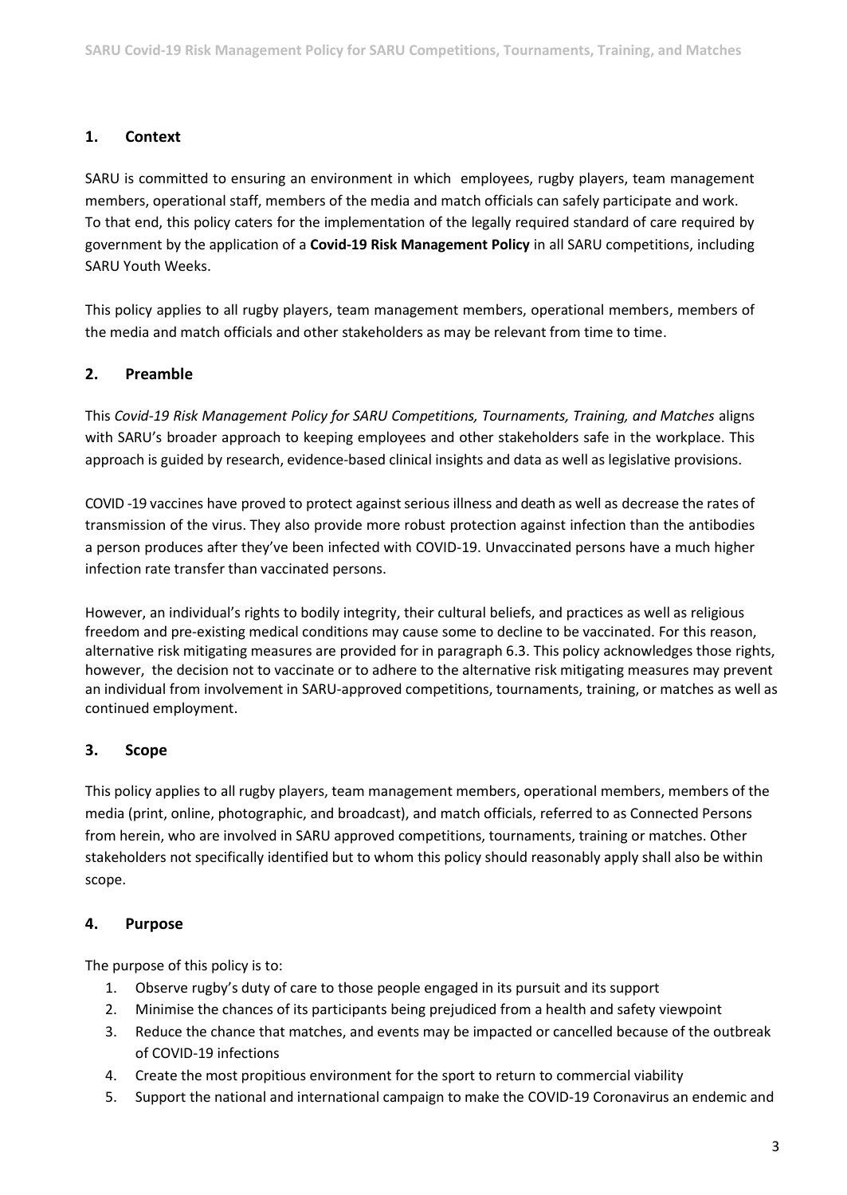## 1. Context

SARU is committed to ensuring an environment in which employees, rugby players, team management members, operational staff, members of the media and match officials can safely participate and work. To that end, this policy caters for the implementation of the legally required standard of care required by government by the application of a **Covid-19 Risk Management Policy** in all SARU competitions, including SARU Youth Weeks.

This policy applies to all rugby players, team management members, operational members, members of the media and match officials and other stakeholders as may be relevant from time to time.

## 2. Preamble

This *Covid-19 Risk Management Policy for SARU Competitions, Tournaments, Training, and Matches* aligns with SARU's broader approach to keeping employees and other stakeholders safe in the workplace. This approach is guided by research, evidence-based clinical insights and data as well as legislative provisions.

COVID -19 vaccines have proved to protect against serious illness and death as well as decrease the rates of transmission of the virus. They also provide more robust protection against infection than the antibodies a person produces after they've been infected with COVID-19. Unvaccinated persons have a much higher infection rate transfer than vaccinated persons.

However, an individual's rights to bodily integrity, their cultural beliefs, and practices as well as religious freedom and pre-existing medical conditions may cause some to decline to be vaccinated. For this reason, alternative risk mitigating measures are provided for in paragraph 6.3. This policy acknowledges those rights, however, the decision not to vaccinate or to adhere to the alternative risk mitigating measures may prevent an individual from involvement in SARU-approved competitions, tournaments, training, or matches as well as continued employment.

## 3. Scope

This policy applies to all rugby players, team management members, operational members, members of the media (print, online, photographic, and broadcast), and match officials, referred to as Connected Persons from herein, who are involved in SARU approved competitions, tournaments, training or matches. Other stakeholders not specifically identified but to whom this policy should reasonably apply shall also be within scope.

## 4. Purpose

The purpose of this policy is to:

1. Observe rugby's duty of care to those people engaged in its pursuit and its support
2. Minimise the chances of its participants being prejudiced from a health and safety viewpoint
3. Reduce the chance that matches, and events may be impacted or cancelled because of the outbreak of COVID-19 infections
4. Create the most propitious environment for the sport to return to commercial viability
5. Support the national and international campaign to make the COVID-19 Coronavirus an endemic and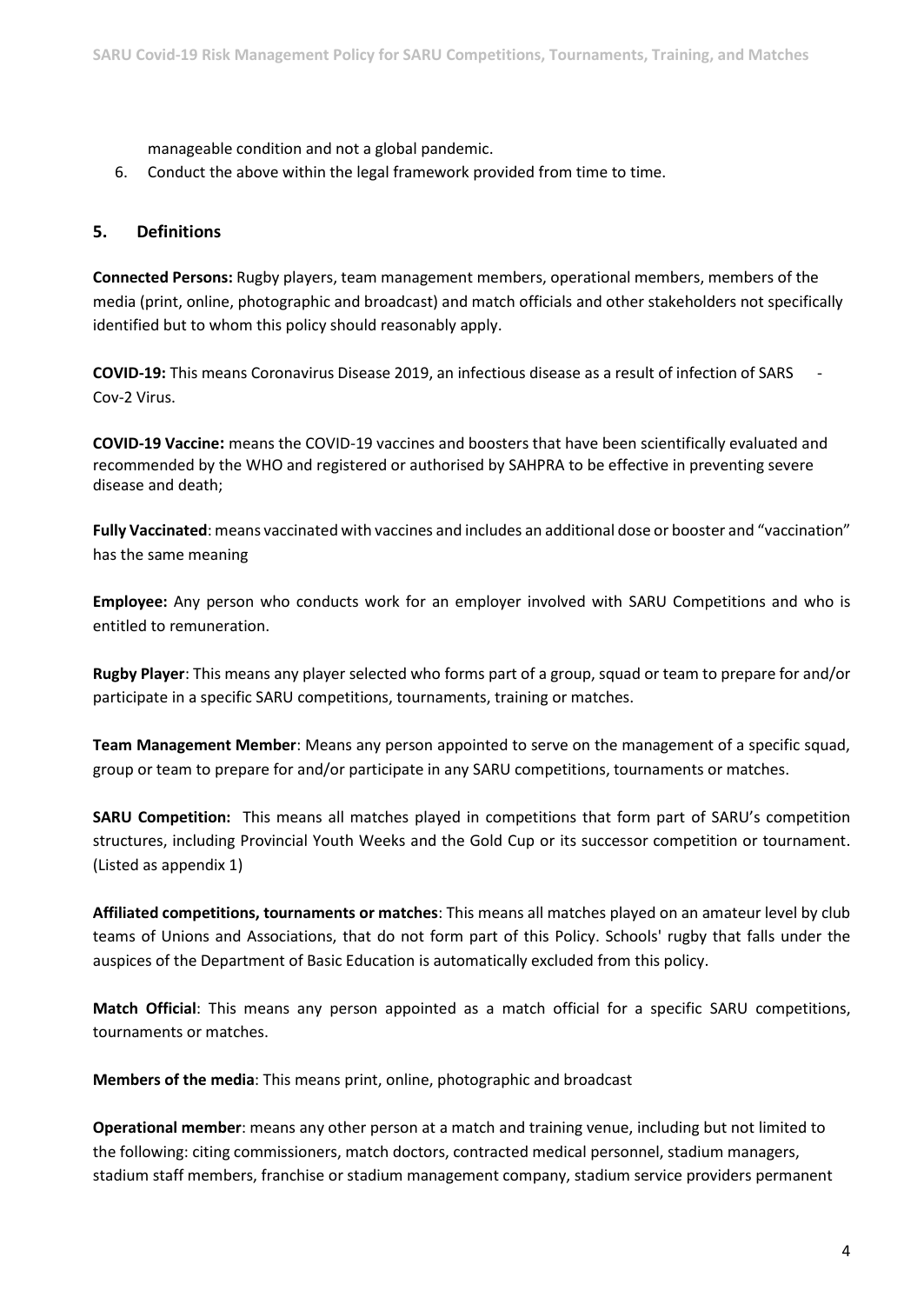manageable condition and not a global pandemic.

6. Conduct the above within the legal framework provided from time to time.

## 5. Definitions

**Connected Persons:** Rugby players, team management members, operational members, members of the media (print, online, photographic and broadcast) and match officials and other stakeholders not specifically identified but to whom this policy should reasonably apply.

**COVID-19:** This means Coronavirus Disease 2019, an infectious disease as a result of infection of SARS - Cov-2 Virus.

**COVID-19 Vaccine:** means the COVID-19 vaccines and boosters that have been scientifically evaluated and recommended by the WHO and registered or authorised by SAHPRA to be effective in preventing severe disease and death;

**Fully Vaccinated**: means vaccinated with vaccines and includes an additional dose or booster and "vaccination" has the same meaning

**Employee:** Any person who conducts work for an employer involved with SARU Competitions and who is entitled to remuneration.

**Rugby Player**: This means any player selected who forms part of a group, squad or team to prepare for and/or participate in a specific SARU competitions, tournaments, training or matches.

**Team Management Member**: Means any person appointed to serve on the management of a specific squad, group or team to prepare for and/or participate in any SARU competitions, tournaments or matches.

**SARU Competition:** This means all matches played in competitions that form part of SARU's competition structures, including Provincial Youth Weeks and the Gold Cup or its successor competition or tournament. (Listed as appendix 1)

**Affiliated competitions, tournaments or matches**: This means all matches played on an amateur level by club teams of Unions and Associations, that do not form part of this Policy. Schools' rugby that falls under the auspices of the Department of Basic Education is automatically excluded from this policy.

**Match Official**: This means any person appointed as a match official for a specific SARU competitions, tournaments or matches.

**Members of the media**: This means print, online, photographic and broadcast

**Operational member**: means any other person at a match and training venue, including but not limited to the following: citing commissioners, match doctors, contracted medical personnel, stadium managers, stadium staff members, franchise or stadium management company, stadium service providers permanent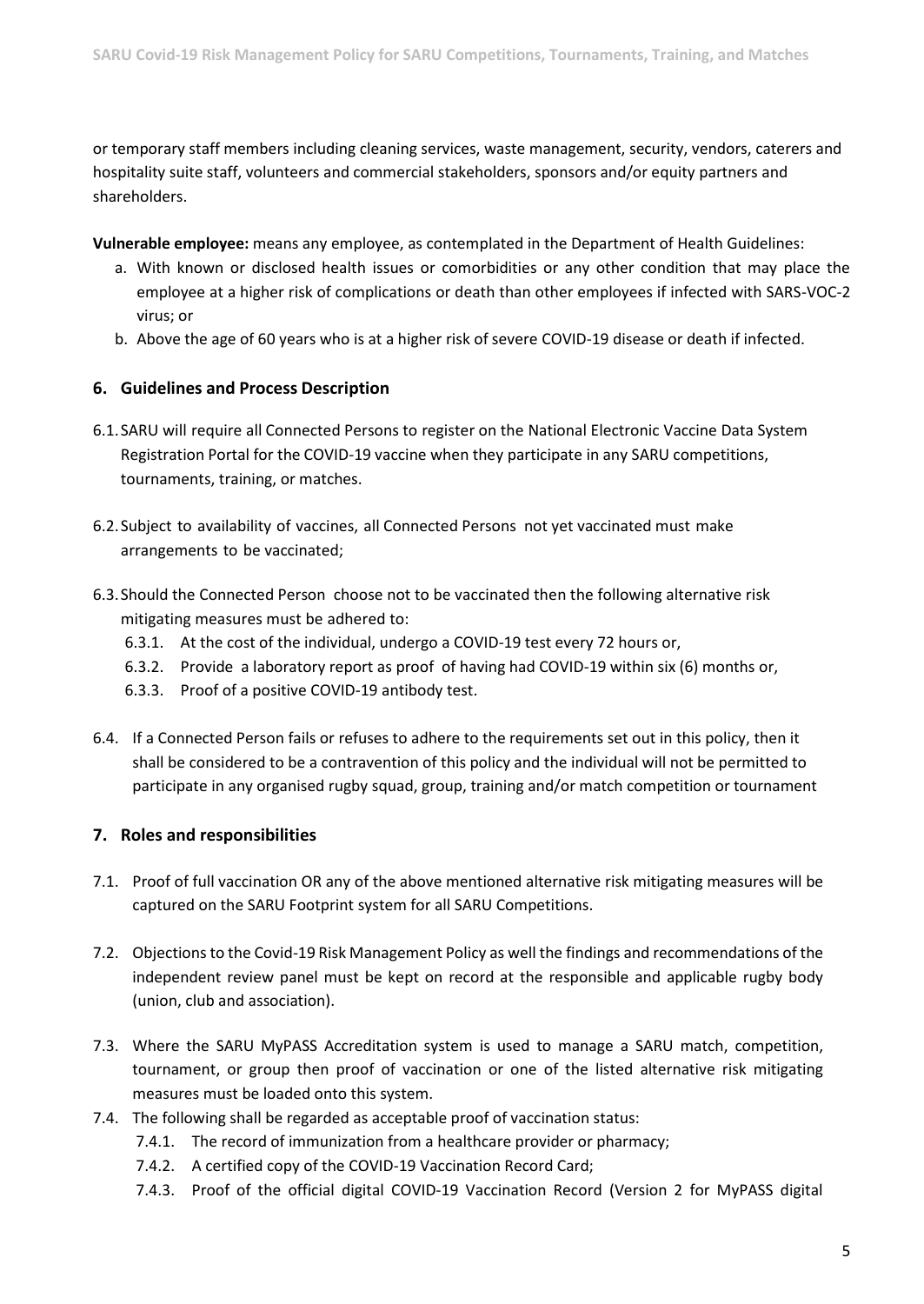or temporary staff members including cleaning services, waste management, security, vendors, caterers and hospitality suite staff, volunteers and commercial stakeholders, sponsors and/or equity partners and shareholders.

**Vulnerable employee:** means any employee, as contemplated in the Department of Health Guidelines:

a. With known or disclosed health issues or comorbidities or any other condition that may place the employee at a higher risk of complications or death than other employees if infected with SARS-VOC-2 virus; or
b. Above the age of 60 years who is at a higher risk of severe COVID-19 disease or death if infected.

## 6. Guidelines and Process Description

6.1. SARU will require all Connected Persons to register on the National Electronic Vaccine Data System Registration Portal for the COVID-19 vaccine when they participate in any SARU competitions, tournaments, training, or matches.

6.2. Subject to availability of vaccines, all Connected Persons not yet vaccinated must make arrangements to be vaccinated;

6.3. Should the Connected Person choose not to be vaccinated then the following alternative risk mitigating measures must be adhered to:

- 6.3.1. At the cost of the individual, undergo a COVID-19 test every 72 hours or,
- 6.3.2. Provide a laboratory report as proof of having had COVID-19 within six (6) months or,
- 6.3.3. Proof of a positive COVID-19 antibody test.

6.4. If a Connected Person fails or refuses to adhere to the requirements set out in this policy, then it shall be considered to be a contravention of this policy and the individual will not be permitted to participate in any organised rugby squad, group, training and/or match competition or tournament

## 7. Roles and responsibilities

7.1. Proof of full vaccination OR any of the above mentioned alternative risk mitigating measures will be captured on the SARU Footprint system for all SARU Competitions.

7.2. Objections to the Covid-19 Risk Management Policy as well the findings and recommendations of the independent review panel must be kept on record at the responsible and applicable rugby body (union, club and association).

7.3. Where the SARU MyPASS Accreditation system is used to manage a SARU match, competition, tournament, or group then proof of vaccination or one of the listed alternative risk mitigating measures must be loaded onto this system.

7.4. The following shall be regarded as acceptable proof of vaccination status:

- 7.4.1. The record of immunization from a healthcare provider or pharmacy;
- 7.4.2. A certified copy of the COVID-19 Vaccination Record Card;
- 7.4.3. Proof of the official digital COVID-19 Vaccination Record (Version 2 for MyPASS digital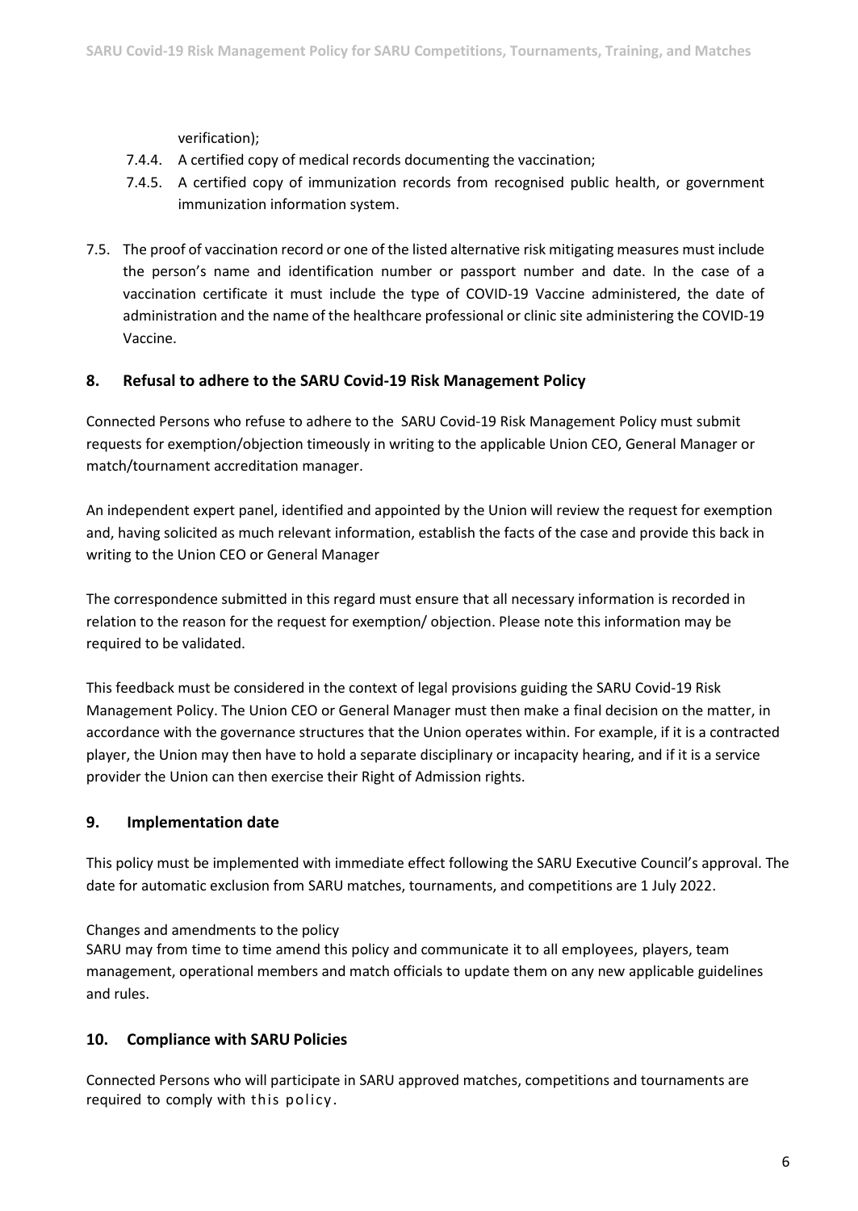verification);

7.4.4. A certified copy of medical records documenting the vaccination;

7.4.5. A certified copy of immunization records from recognised public health, or government immunization information system.

7.5. The proof of vaccination record or one of the listed alternative risk mitigating measures must include the person's name and identification number or passport number and date. In the case of a vaccination certificate it must include the type of COVID-19 Vaccine administered, the date of administration and the name of the healthcare professional or clinic site administering the COVID-19 Vaccine.

## 8. Refusal to adhere to the SARU Covid-19 Risk Management Policy

Connected Persons who refuse to adhere to the SARU Covid-19 Risk Management Policy must submit requests for exemption/objection timeously in writing to the applicable Union CEO, General Manager or match/tournament accreditation manager.

An independent expert panel, identified and appointed by the Union will review the request for exemption and, having solicited as much relevant information, establish the facts of the case and provide this back in writing to the Union CEO or General Manager

The correspondence submitted in this regard must ensure that all necessary information is recorded in relation to the reason for the request for exemption/ objection. Please note this information may be required to be validated.

This feedback must be considered in the context of legal provisions guiding the SARU Covid-19 Risk Management Policy. The Union CEO or General Manager must then make a final decision on the matter, in accordance with the governance structures that the Union operates within. For example, if it is a contracted player, the Union may then have to hold a separate disciplinary or incapacity hearing, and if it is a service provider the Union can then exercise their Right of Admission rights.

## 9. Implementation date

This policy must be implemented with immediate effect following the SARU Executive Council's approval. The date for automatic exclusion from SARU matches, tournaments, and competitions are 1 July 2022.

Changes and amendments to the policy

SARU may from time to time amend this policy and communicate it to all employees, players, team management, operational members and match officials to update them on any new applicable guidelines and rules.

## 10. Compliance with SARU Policies

Connected Persons who will participate in SARU approved matches, competitions and tournaments are required to comply with this policy.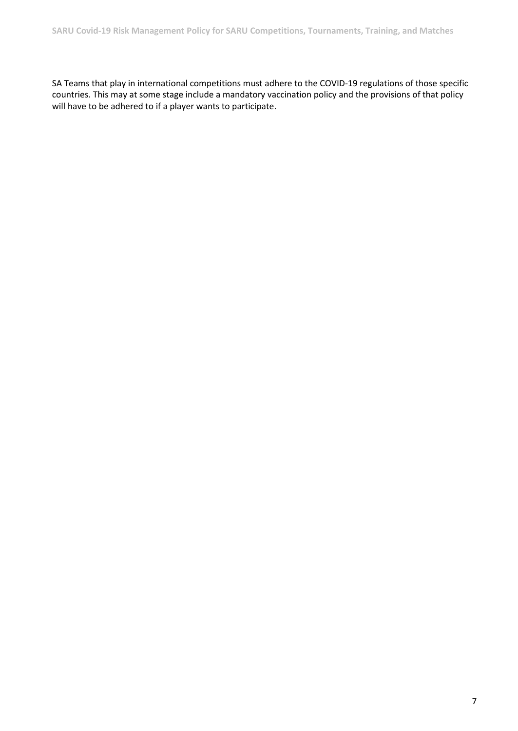SA Teams that play in international competitions must adhere to the COVID-19 regulations of those specific countries. This may at some stage include a mandatory vaccination policy and the provisions of that policy will have to be adhered to if a player wants to participate.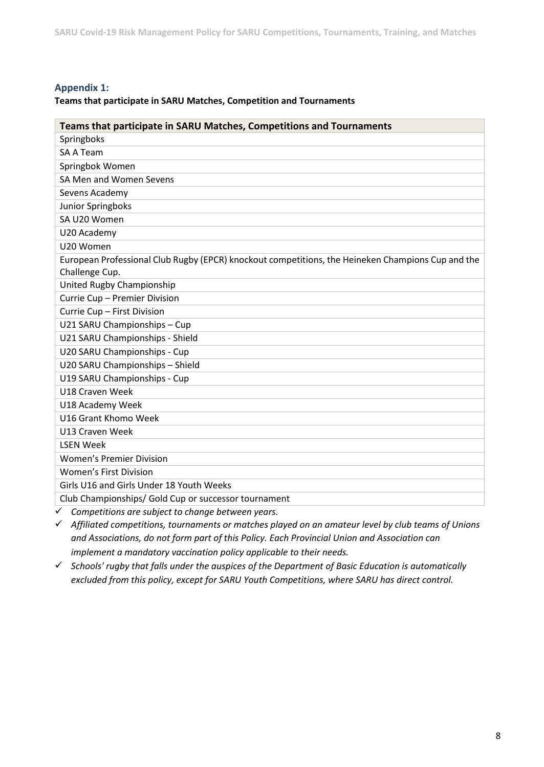## Appendix 1:

**Teams that participate in SARU Matches, Competition and Tournaments**

| Teams that participate in SARU Matches, Competitions and Tournaments |
|---|
| Springboks |
| SA A Team |
| Springbok Women |
| SA Men and Women Sevens |
| Sevens Academy |
| Junior Springboks |
| SA U20 Women |
| U20 Academy |
| U20 Women |
| European Professional Club Rugby (EPCR) knockout competitions, the Heineken Champions Cup and the Challenge Cup. |
| United Rugby Championship |
| Currie Cup – Premier Division |
| Currie Cup – First Division |
| U21 SARU Championships – Cup |
| U21 SARU Championships - Shield |
| U20 SARU Championships - Cup |
| U20 SARU Championships – Shield |
| U19 SARU Championships - Cup |
| U18 Craven Week |
| U18 Academy Week |
| U16 Grant Khomo Week |
| U13 Craven Week |
| LSEN Week |
| Women's Premier Division |
| Women's First Division |
| Girls U16 and Girls Under 18 Youth Weeks |
| Club Championships/ Gold Cup or successor tournament |

- ✓ *Competitions are subject to change between years.*
- ✓ *Affiliated competitions, tournaments or matches played on an amateur level by club teams of Unions and Associations, do not form part of this Policy. Each Provincial Union and Association can implement a mandatory vaccination policy applicable to their needs.*
- ✓ *Schools' rugby that falls under the auspices of the Department of Basic Education is automatically excluded from this policy, except for SARU Youth Competitions, where SARU has direct control.*